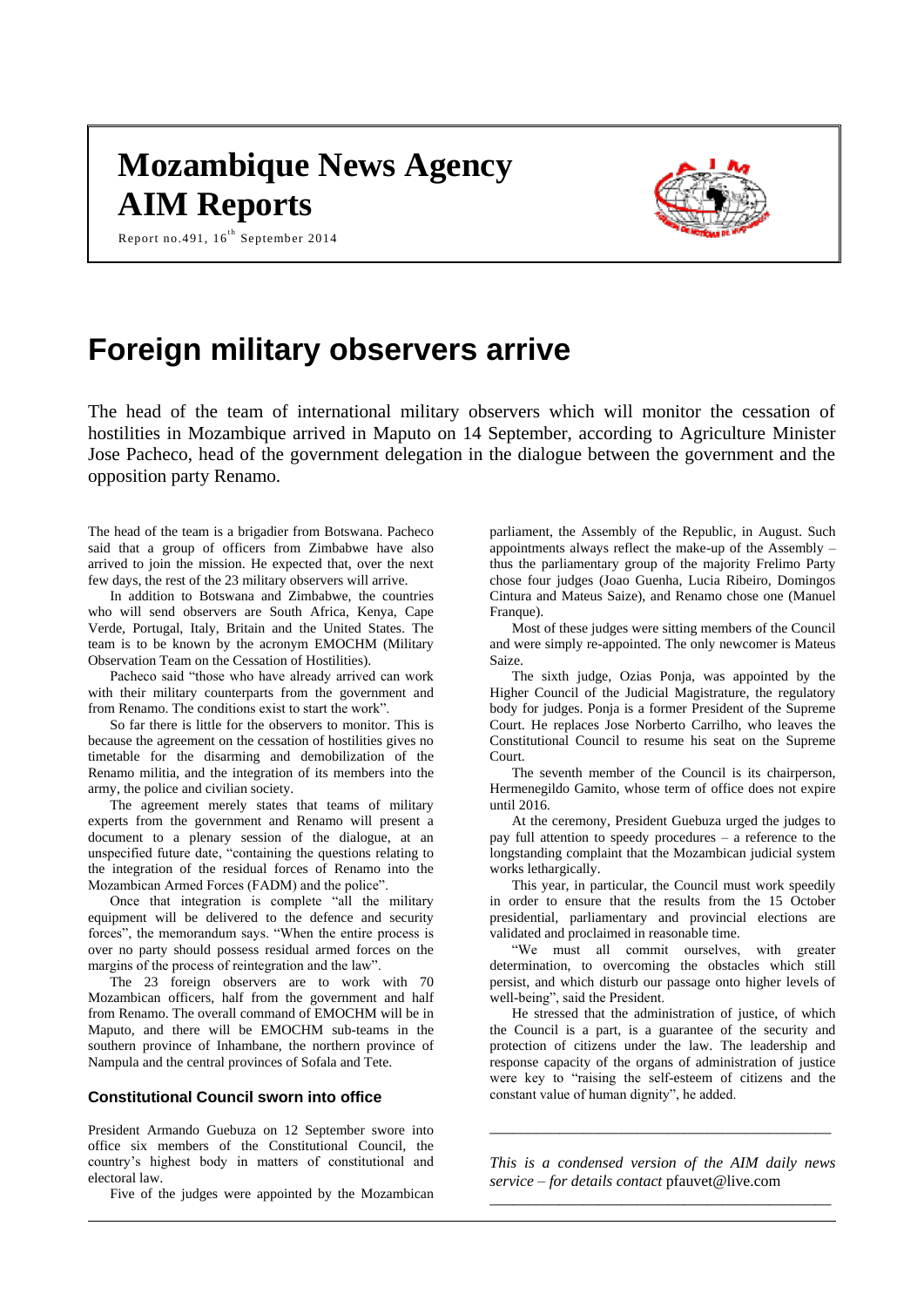# Mozambique News Agency
# AIM Reports

Report no.491, 16th September 2014

# Foreign military observers arrive

The head of the team of international military observers which will monitor the cessation of hostilities in Mozambique arrived in Maputo on 14 September, according to Agriculture Minister Jose Pacheco, head of the government delegation in the dialogue between the government and the opposition party Renamo.

The head of the team is a brigadier from Botswana. Pacheco said that a group of officers from Zimbabwe have also arrived to join the mission. He expected that, over the next few days, the rest of the 23 military observers will arrive.

In addition to Botswana and Zimbabwe, the countries who will send observers are South Africa, Kenya, Cape Verde, Portugal, Italy, Britain and the United States. The team is to be known by the acronym EMOCHM (Military Observation Team on the Cessation of Hostilities).

Pacheco said "those who have already arrived can work with their military counterparts from the government and from Renamo. The conditions exist to start the work".

So far there is little for the observers to monitor. This is because the agreement on the cessation of hostilities gives no timetable for the disarming and demobilization of the Renamo militia, and the integration of its members into the army, the police and civilian society.

The agreement merely states that teams of military experts from the government and Renamo will present a document to a plenary session of the dialogue, at an unspecified future date, "containing the questions relating to the integration of the residual forces of Renamo into the Mozambican Armed Forces (FADM) and the police".

Once that integration is complete "all the military equipment will be delivered to the defence and security forces", the memorandum says. "When the entire process is over no party should possess residual armed forces on the margins of the process of reintegration and the law".

The 23 foreign observers are to work with 70 Mozambican officers, half from the government and half from Renamo. The overall command of EMOCHM will be in Maputo, and there will be EMOCHM sub-teams in the southern province of Inhambane, the northern province of Nampula and the central provinces of Sofala and Tete.

### Constitutional Council sworn into office

President Armando Guebuza on 12 September swore into office six members of the Constitutional Council, the country's highest body in matters of constitutional and electoral law.

Five of the judges were appointed by the Mozambican parliament, the Assembly of the Republic, in August. Such appointments always reflect the make-up of the Assembly – thus the parliamentary group of the majority Frelimo Party chose four judges (Joao Guenha, Lucia Ribeiro, Domingos Cintura and Mateus Saize), and Renamo chose one (Manuel Franque).

Most of these judges were sitting members of the Council and were simply re-appointed. The only newcomer is Mateus Saize.

The sixth judge, Ozias Ponja, was appointed by the Higher Council of the Judicial Magistrature, the regulatory body for judges. Ponja is a former President of the Supreme Court. He replaces Jose Norberto Carrilho, who leaves the Constitutional Council to resume his seat on the Supreme Court.

The seventh member of the Council is its chairperson, Hermenegildo Gamito, whose term of office does not expire until 2016.

At the ceremony, President Guebuza urged the judges to pay full attention to speedy procedures – a reference to the longstanding complaint that the Mozambican judicial system works lethargically.

This year, in particular, the Council must work speedily in order to ensure that the results from the 15 October presidential, parliamentary and provincial elections are validated and proclaimed in reasonable time.

"We must all commit ourselves, with greater determination, to overcoming the obstacles which still persist, and which disturb our passage onto higher levels of well-being", said the President.

He stressed that the administration of justice, of which the Council is a part, is a guarantee of the security and protection of citizens under the law. The leadership and response capacity of the organs of administration of justice were key to "raising the self-esteem of citizens and the constant value of human dignity", he added.

---

*This is a condensed version of the AIM daily news service – for details contact* pfauvet@live.com

---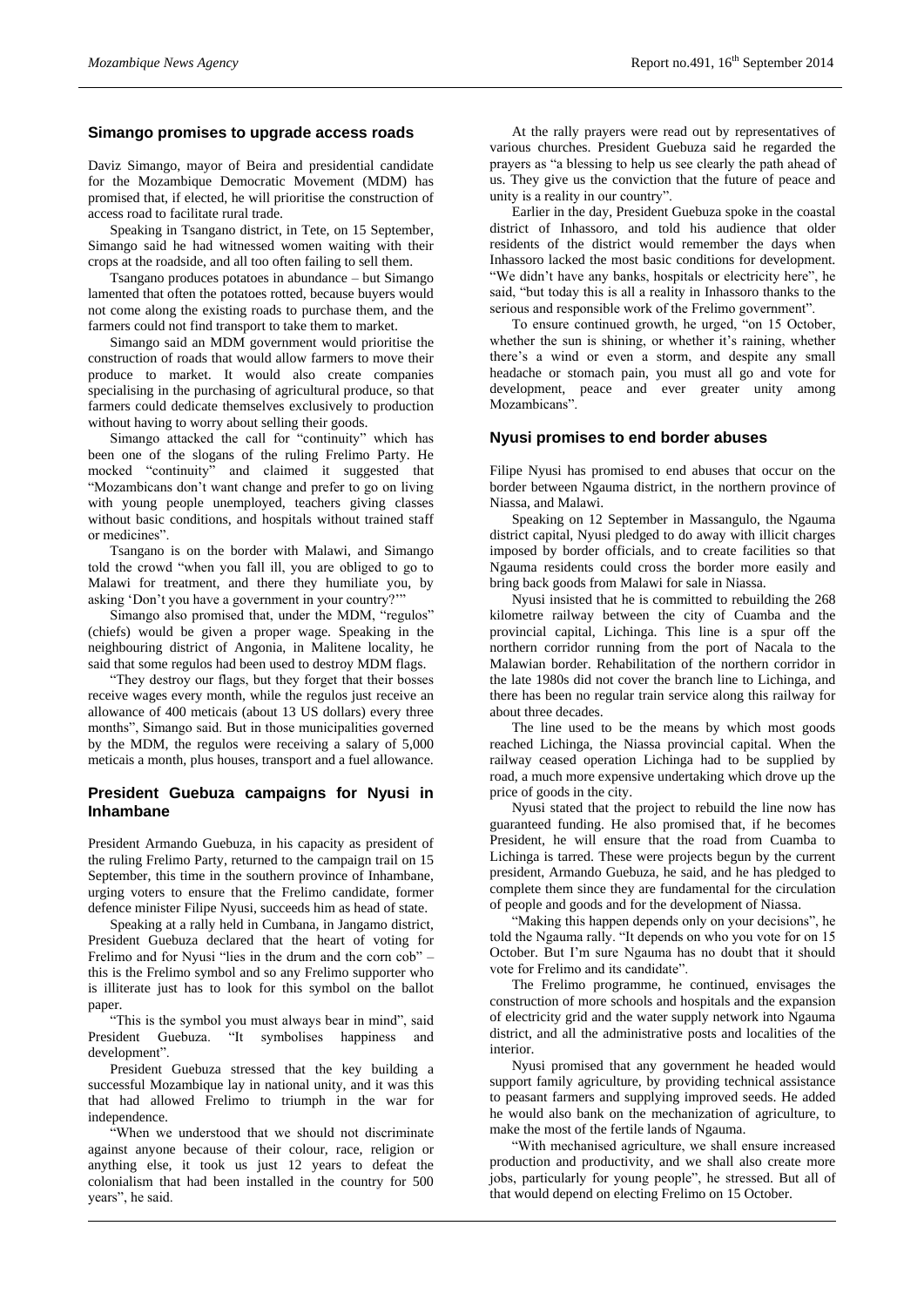## Simango promises to upgrade access roads

Daviz Simango, mayor of Beira and presidential candidate for the Mozambique Democratic Movement (MDM) has promised that, if elected, he will prioritise the construction of access road to facilitate rural trade.

Speaking in Tsangano district, in Tete, on 15 September, Simango said he had witnessed women waiting with their crops at the roadside, and all too often failing to sell them.

Tsangano produces potatoes in abundance – but Simango lamented that often the potatoes rotted, because buyers would not come along the existing roads to purchase them, and the farmers could not find transport to take them to market.

Simango said an MDM government would prioritise the construction of roads that would allow farmers to move their produce to market. It would also create companies specialising in the purchasing of agricultural produce, so that farmers could dedicate themselves exclusively to production without having to worry about selling their goods.

Simango attacked the call for "continuity" which has been one of the slogans of the ruling Frelimo Party. He mocked "continuity" and claimed it suggested that "Mozambicans don't want change and prefer to go on living with young people unemployed, teachers giving classes without basic conditions, and hospitals without trained staff or medicines".

Tsangano is on the border with Malawi, and Simango told the crowd "when you fall ill, you are obliged to go to Malawi for treatment, and there they humiliate you, by asking 'Don't you have a government in your country?'"

Simango also promised that, under the MDM, "regulos" (chiefs) would be given a proper wage. Speaking in the neighbouring district of Angonia, in Malitene locality, he said that some regulos had been used to destroy MDM flags.

"They destroy our flags, but they forget that their bosses receive wages every month, while the regulos just receive an allowance of 400 meticais (about 13 US dollars) every three months", Simango said. But in those municipalities governed by the MDM, the regulos were receiving a salary of 5,000 meticais a month, plus houses, transport and a fuel allowance.

## President Guebuza campaigns for Nyusi in Inhambane

President Armando Guebuza, in his capacity as president of the ruling Frelimo Party, returned to the campaign trail on 15 September, this time in the southern province of Inhambane, urging voters to ensure that the Frelimo candidate, former defence minister Filipe Nyusi, succeeds him as head of state.

Speaking at a rally held in Cumbana, in Jangamo district, President Guebuza declared that the heart of voting for Frelimo and for Nyusi "lies in the drum and the corn cob" – this is the Frelimo symbol and so any Frelimo supporter who is illiterate just has to look for this symbol on the ballot paper.

"This is the symbol you must always bear in mind", said President Guebuza. "It symbolises happiness and development".

President Guebuza stressed that the key building a successful Mozambique lay in national unity, and it was this that had allowed Frelimo to triumph in the war for independence.

"When we understood that we should not discriminate against anyone because of their colour, race, religion or anything else, it took us just 12 years to defeat the colonialism that had been installed in the country for 500 years", he said.

At the rally prayers were read out by representatives of various churches. President Guebuza said he regarded the prayers as "a blessing to help us see clearly the path ahead of us. They give us the conviction that the future of peace and unity is a reality in our country".

Earlier in the day, President Guebuza spoke in the coastal district of Inhassoro, and told his audience that older residents of the district would remember the days when Inhassoro lacked the most basic conditions for development. "We didn't have any banks, hospitals or electricity here", he said, "but today this is all a reality in Inhassoro thanks to the serious and responsible work of the Frelimo government".

To ensure continued growth, he urged, "on 15 October, whether the sun is shining, or whether it's raining, whether there's a wind or even a storm, and despite any small headache or stomach pain, you must all go and vote for development, peace and ever greater unity among Mozambicans".

## Nyusi promises to end border abuses

Filipe Nyusi has promised to end abuses that occur on the border between Ngauma district, in the northern province of Niassa, and Malawi.

Speaking on 12 September in Massangulo, the Ngauma district capital, Nyusi pledged to do away with illicit charges imposed by border officials, and to create facilities so that Ngauma residents could cross the border more easily and bring back goods from Malawi for sale in Niassa.

Nyusi insisted that he is committed to rebuilding the 268 kilometre railway between the city of Cuamba and the provincial capital, Lichinga. This line is a spur off the northern corridor running from the port of Nacala to the Malawian border. Rehabilitation of the northern corridor in the late 1980s did not cover the branch line to Lichinga, and there has been no regular train service along this railway for about three decades.

The line used to be the means by which most goods reached Lichinga, the Niassa provincial capital. When the railway ceased operation Lichinga had to be supplied by road, a much more expensive undertaking which drove up the price of goods in the city.

Nyusi stated that the project to rebuild the line now has guaranteed funding. He also promised that, if he becomes President, he will ensure that the road from Cuamba to Lichinga is tarred. These were projects begun by the current president, Armando Guebuza, he said, and he has pledged to complete them since they are fundamental for the circulation of people and goods and for the development of Niassa.

"Making this happen depends only on your decisions", he told the Ngauma rally. "It depends on who you vote for on 15 October. But I'm sure Ngauma has no doubt that it should vote for Frelimo and its candidate".

The Frelimo programme, he continued, envisages the construction of more schools and hospitals and the expansion of electricity grid and the water supply network into Ngauma district, and all the administrative posts and localities of the interior.

Nyusi promised that any government he headed would support family agriculture, by providing technical assistance to peasant farmers and supplying improved seeds. He added he would also bank on the mechanization of agriculture, to make the most of the fertile lands of Ngauma.

"With mechanised agriculture, we shall ensure increased production and productivity, and we shall also create more jobs, particularly for young people", he stressed. But all of that would depend on electing Frelimo on 15 October.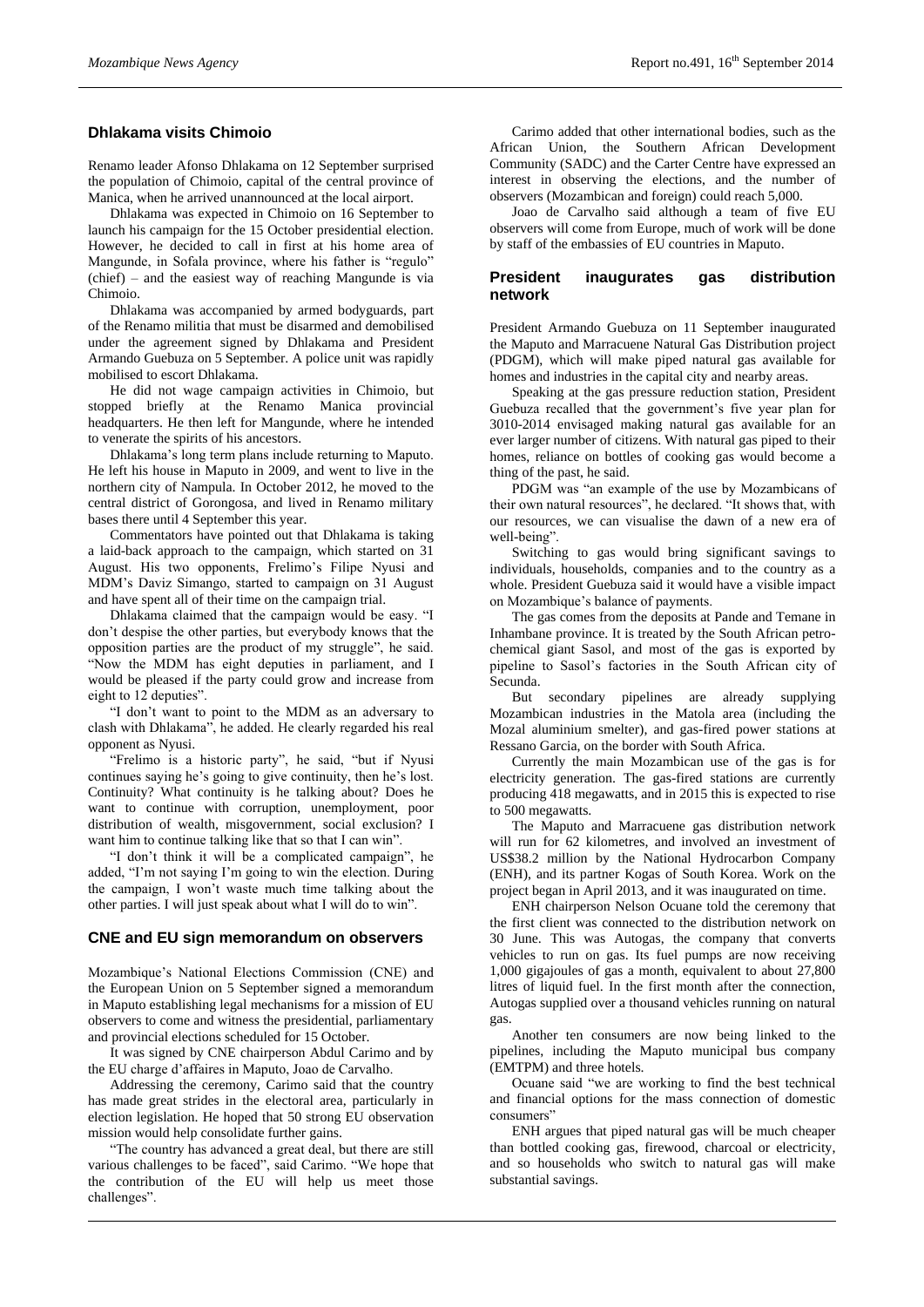## Dhlakama visits Chimoio

Renamo leader Afonso Dhlakama on 12 September surprised the population of Chimoio, capital of the central province of Manica, when he arrived unannounced at the local airport.

Dhlakama was expected in Chimoio on 16 September to launch his campaign for the 15 October presidential election. However, he decided to call in first at his home area of Mangunde, in Sofala province, where his father is "regulo" (chief) – and the easiest way of reaching Mangunde is via Chimoio.

Dhlakama was accompanied by armed bodyguards, part of the Renamo militia that must be disarmed and demobilised under the agreement signed by Dhlakama and President Armando Guebuza on 5 September. A police unit was rapidly mobilised to escort Dhlakama.

He did not wage campaign activities in Chimoio, but stopped briefly at the Renamo Manica provincial headquarters. He then left for Mangunde, where he intended to venerate the spirits of his ancestors.

Dhlakama's long term plans include returning to Maputo. He left his house in Maputo in 2009, and went to live in the northern city of Nampula. In October 2012, he moved to the central district of Gorongosa, and lived in Renamo military bases there until 4 September this year.

Commentators have pointed out that Dhlakama is taking a laid-back approach to the campaign, which started on 31 August. His two opponents, Frelimo's Filipe Nyusi and MDM's Daviz Simango, started to campaign on 31 August and have spent all of their time on the campaign trial.

Dhlakama claimed that the campaign would be easy. "I don't despise the other parties, but everybody knows that the opposition parties are the product of my struggle", he said. "Now the MDM has eight deputies in parliament, and I would be pleased if the party could grow and increase from eight to 12 deputies".

"I don't want to point to the MDM as an adversary to clash with Dhlakama", he added. He clearly regarded his real opponent as Nyusi.

"Frelimo is a historic party", he said, "but if Nyusi continues saying he's going to give continuity, then he's lost. Continuity? What continuity is he talking about? Does he want to continue with corruption, unemployment, poor distribution of wealth, misgovernment, social exclusion? I want him to continue talking like that so that I can win".

"I don't think it will be a complicated campaign", he added, "I'm not saying I'm going to win the election. During the campaign, I won't waste much time talking about the other parties. I will just speak about what I will do to win".

## CNE and EU sign memorandum on observers

Mozambique's National Elections Commission (CNE) and the European Union on 5 September signed a memorandum in Maputo establishing legal mechanisms for a mission of EU observers to come and witness the presidential, parliamentary and provincial elections scheduled for 15 October.

It was signed by CNE chairperson Abdul Carimo and by the EU charge d'affaires in Maputo, Joao de Carvalho.

Addressing the ceremony, Carimo said that the country has made great strides in the electoral area, particularly in election legislation. He hoped that 50 strong EU observation mission would help consolidate further gains.

"The country has advanced a great deal, but there are still various challenges to be faced", said Carimo. "We hope that the contribution of the EU will help us meet those challenges".

Carimo added that other international bodies, such as the African Union, the Southern African Development Community (SADC) and the Carter Centre have expressed an interest in observing the elections, and the number of observers (Mozambican and foreign) could reach 5,000.

Joao de Carvalho said although a team of five EU observers will come from Europe, much of work will be done by staff of the embassies of EU countries in Maputo.

## President inaugurates gas distribution network

President Armando Guebuza on 11 September inaugurated the Maputo and Marracuene Natural Gas Distribution project (PDGM), which will make piped natural gas available for homes and industries in the capital city and nearby areas.

Speaking at the gas pressure reduction station, President Guebuza recalled that the government's five year plan for 3010-2014 envisaged making natural gas available for an ever larger number of citizens. With natural gas piped to their homes, reliance on bottles of cooking gas would become a thing of the past, he said.

PDGM was "an example of the use by Mozambicans of their own natural resources", he declared. "It shows that, with our resources, we can visualise the dawn of a new era of well-being".

Switching to gas would bring significant savings to individuals, households, companies and to the country as a whole. President Guebuza said it would have a visible impact on Mozambique's balance of payments.

The gas comes from the deposits at Pande and Temane in Inhambane province. It is treated by the South African petro-chemical giant Sasol, and most of the gas is exported by pipeline to Sasol's factories in the South African city of Secunda.

But secondary pipelines are already supplying Mozambican industries in the Matola area (including the Mozal aluminium smelter), and gas-fired power stations at Ressano Garcia, on the border with South Africa.

Currently the main Mozambican use of the gas is for electricity generation. The gas-fired stations are currently producing 418 megawatts, and in 2015 this is expected to rise to 500 megawatts.

The Maputo and Marracuene gas distribution network will run for 62 kilometres, and involved an investment of US$38.2 million by the National Hydrocarbon Company (ENH), and its partner Kogas of South Korea. Work on the project began in April 2013, and it was inaugurated on time.

ENH chairperson Nelson Ocuane told the ceremony that the first client was connected to the distribution network on 30 June. This was Autogas, the company that converts vehicles to run on gas. Its fuel pumps are now receiving 1,000 gigajoules of gas a month, equivalent to about 27,800 litres of liquid fuel. In the first month after the connection, Autogas supplied over a thousand vehicles running on natural gas.

Another ten consumers are now being linked to the pipelines, including the Maputo municipal bus company (EMTPM) and three hotels.

Ocuane said "we are working to find the best technical and financial options for the mass connection of domestic consumers"

ENH argues that piped natural gas will be much cheaper than bottled cooking gas, firewood, charcoal or electricity, and so households who switch to natural gas will make substantial savings.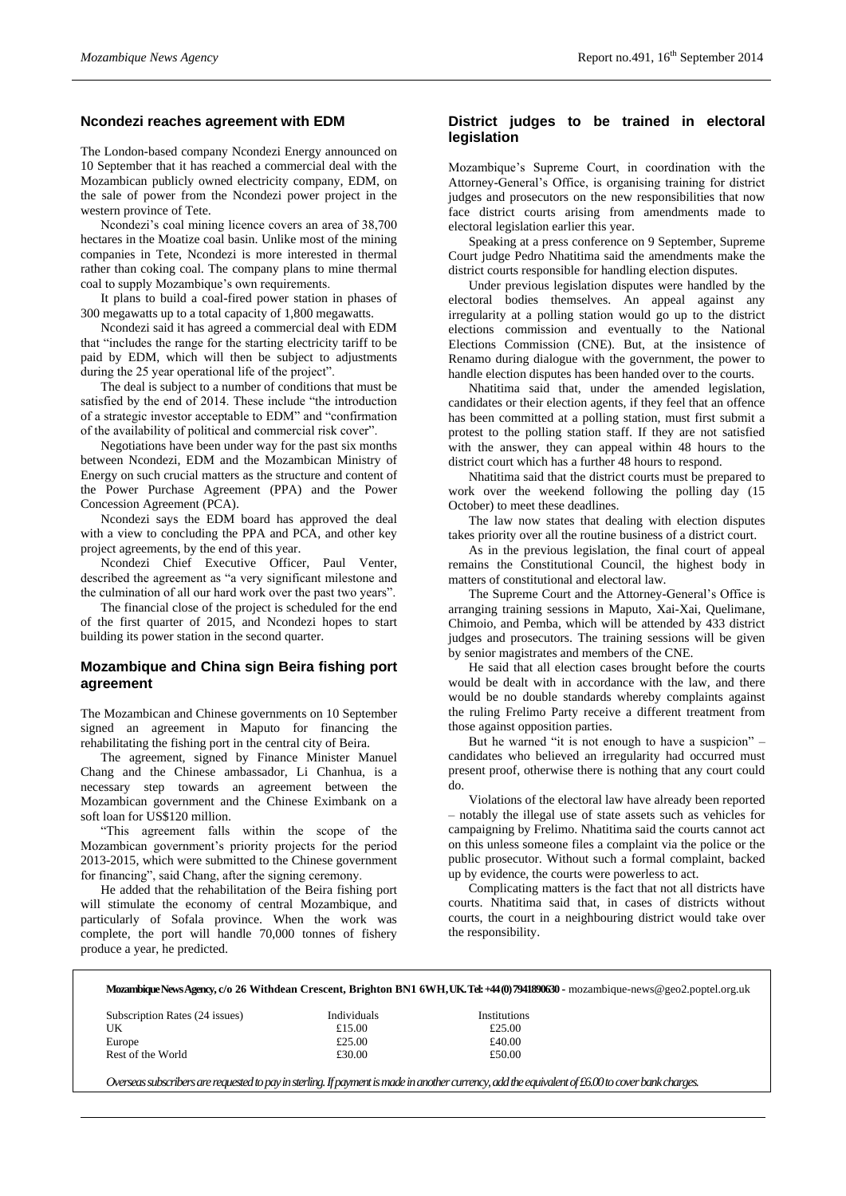## Ncondezi reaches agreement with EDM

The London-based company Ncondezi Energy announced on 10 September that it has reached a commercial deal with the Mozambican publicly owned electricity company, EDM, on the sale of power from the Ncondezi power project in the western province of Tete.

Ncondezi's coal mining licence covers an area of 38,700 hectares in the Moatize coal basin. Unlike most of the mining companies in Tete, Ncondezi is more interested in thermal rather than coking coal. The company plans to mine thermal coal to supply Mozambique's own requirements.

It plans to build a coal-fired power station in phases of 300 megawatts up to a total capacity of 1,800 megawatts.

Ncondezi said it has agreed a commercial deal with EDM that "includes the range for the starting electricity tariff to be paid by EDM, which will then be subject to adjustments during the 25 year operational life of the project".

The deal is subject to a number of conditions that must be satisfied by the end of 2014. These include "the introduction of a strategic investor acceptable to EDM" and "confirmation of the availability of political and commercial risk cover".

Negotiations have been under way for the past six months between Ncondezi, EDM and the Mozambican Ministry of Energy on such crucial matters as the structure and content of the Power Purchase Agreement (PPA) and the Power Concession Agreement (PCA).

Ncondezi says the EDM board has approved the deal with a view to concluding the PPA and PCA, and other key project agreements, by the end of this year.

Ncondezi Chief Executive Officer, Paul Venter, described the agreement as "a very significant milestone and the culmination of all our hard work over the past two years".

The financial close of the project is scheduled for the end of the first quarter of 2015, and Ncondezi hopes to start building its power station in the second quarter.

## Mozambique and China sign Beira fishing port agreement

The Mozambican and Chinese governments on 10 September signed an agreement in Maputo for financing the rehabilitating the fishing port in the central city of Beira.

The agreement, signed by Finance Minister Manuel Chang and the Chinese ambassador, Li Chanhua, is a necessary step towards an agreement between the Mozambican government and the Chinese Eximbank on a soft loan for US$120 million.

"This agreement falls within the scope of the Mozambican government's priority projects for the period 2013-2015, which were submitted to the Chinese government for financing", said Chang, after the signing ceremony.

He added that the rehabilitation of the Beira fishing port will stimulate the economy of central Mozambique, and particularly of Sofala province. When the work was complete, the port will handle 70,000 tonnes of fishery produce a year, he predicted.

## District judges to be trained in electoral legislation

Mozambique's Supreme Court, in coordination with the Attorney-General's Office, is organising training for district judges and prosecutors on the new responsibilities that now face district courts arising from amendments made to electoral legislation earlier this year.

Speaking at a press conference on 9 September, Supreme Court judge Pedro Nhatitima said the amendments make the district courts responsible for handling election disputes.

Under previous legislation disputes were handled by the electoral bodies themselves. An appeal against any irregularity at a polling station would go up to the district elections commission and eventually to the National Elections Commission (CNE). But, at the insistence of Renamo during dialogue with the government, the power to handle election disputes has been handed over to the courts.

Nhatitima said that, under the amended legislation, candidates or their election agents, if they feel that an offence has been committed at a polling station, must first submit a protest to the polling station staff. If they are not satisfied with the answer, they can appeal within 48 hours to the district court which has a further 48 hours to respond.

Nhatitima said that the district courts must be prepared to work over the weekend following the polling day (15 October) to meet these deadlines.

The law now states that dealing with election disputes takes priority over all the routine business of a district court.

As in the previous legislation, the final court of appeal remains the Constitutional Council, the highest body in matters of constitutional and electoral law.

The Supreme Court and the Attorney-General's Office is arranging training sessions in Maputo, Xai-Xai, Quelimane, Chimoio, and Pemba, which will be attended by 433 district judges and prosecutors. The training sessions will be given by senior magistrates and members of the CNE.

He said that all election cases brought before the courts would be dealt with in accordance with the law, and there would be no double standards whereby complaints against the ruling Frelimo Party receive a different treatment from those against opposition parties.

But he warned "it is not enough to have a suspicion" – candidates who believed an irregularity had occurred must present proof, otherwise there is nothing that any court could do.

Violations of the electoral law have already been reported – notably the illegal use of state assets such as vehicles for campaigning by Frelimo. Nhatitima said the courts cannot act on this unless someone files a complaint via the police or the public prosecutor. Without such a formal complaint, backed up by evidence, the courts were powerless to act.

Complicating matters is the fact that not all districts have courts. Nhatitima said that, in cases of districts without courts, the court in a neighbouring district would take over the responsibility.

**Mozambique News Agency, c/o 26 Withdean Crescent, Brighton BN1 6WH, UK. Tel: +44 (0) 7941890630** - mozambique-news@geo2.poptel.org.uk

| Subscription Rates (24 issues) | Individuals | Institutions |
|---|---|---|
| UK | £15.00 | £25.00 |
| Europe | £25.00 | £40.00 |
| Rest of the World | £30.00 | £50.00 |

*Overseas subscribers are requested to pay in sterling. If payment is made in another currency, add the equivalent of £6.00 to cover bank charges.*